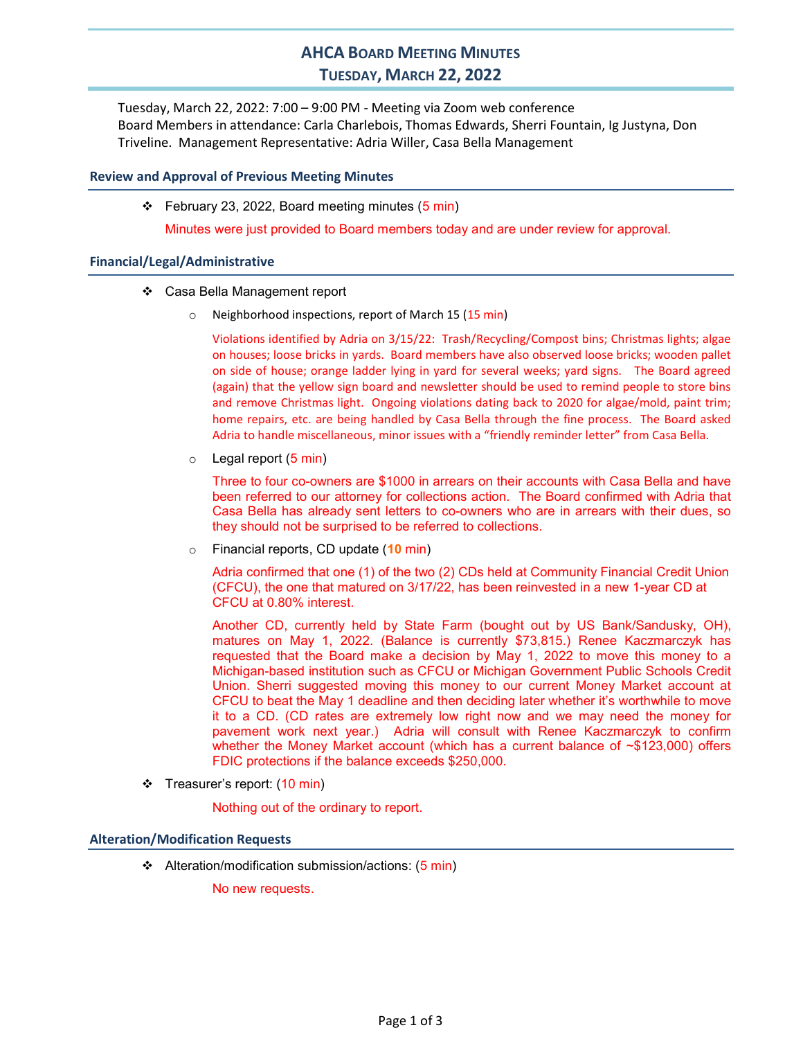# AHCA Board Meeting Minutes
## Tuesday, March 22, 2022

Tuesday, March 22, 2022: 7:00 – 9:00 PM - Meeting via Zoom web conference
Board Members in attendance: Carla Charlebois, Thomas Edwards, Sherri Fountain, Ig Justyna, Don Triveline. Management Representative: Adria Willer, Casa Bella Management

### Review and Approval of Previous Meeting Minutes

- February 23, 2022, Board meeting minutes (5 min)

  Minutes were just provided to Board members today and are under review for approval.

### Financial/Legal/Administrative

- Casa Bella Management report
  - Neighborhood inspections, report of March 15 (15 min)

    Violations identified by Adria on 3/15/22: Trash/Recycling/Compost bins; Christmas lights; algae on houses; loose bricks in yards. Board members have also observed loose bricks; wooden pallet on side of house; orange ladder lying in yard for several weeks; yard signs. The Board agreed (again) that the yellow sign board and newsletter should be used to remind people to store bins and remove Christmas light. Ongoing violations dating back to 2020 for algae/mold, paint trim; home repairs, etc. are being handled by Casa Bella through the fine process. The Board asked Adria to handle miscellaneous, minor issues with a "friendly reminder letter" from Casa Bella.

  - Legal report (5 min)

    Three to four co-owners are $1000 in arrears on their accounts with Casa Bella and have been referred to our attorney for collections action. The Board confirmed with Adria that Casa Bella has already sent letters to co-owners who are in arrears with their dues, so they should not be surprised to be referred to collections.

  - Financial reports, CD update (**10** min)

    Adria confirmed that one (1) of the two (2) CDs held at Community Financial Credit Union (CFCU), the one that matured on 3/17/22, has been reinvested in a new 1-year CD at CFCU at 0.80% interest.

    Another CD, currently held by State Farm (bought out by US Bank/Sandusky, OH), matures on May 1, 2022. (Balance is currently $73,815.) Renee Kaczmarczyk has requested that the Board make a decision by May 1, 2022 to move this money to a Michigan-based institution such as CFCU or Michigan Government Public Schools Credit Union. Sherri suggested moving this money to our current Money Market account at CFCU to beat the May 1 deadline and then deciding later whether it's worthwhile to move it to a CD. (CD rates are extremely low right now and we may need the money for pavement work next year.) Adria will consult with Renee Kaczmarczyk to confirm whether the Money Market account (which has a current balance of ~$123,000) offers FDIC protections if the balance exceeds $250,000.

- Treasurer's report: (10 min)

  Nothing out of the ordinary to report.

### Alteration/Modification Requests

- Alteration/modification submission/actions: (5 min)

  No new requests.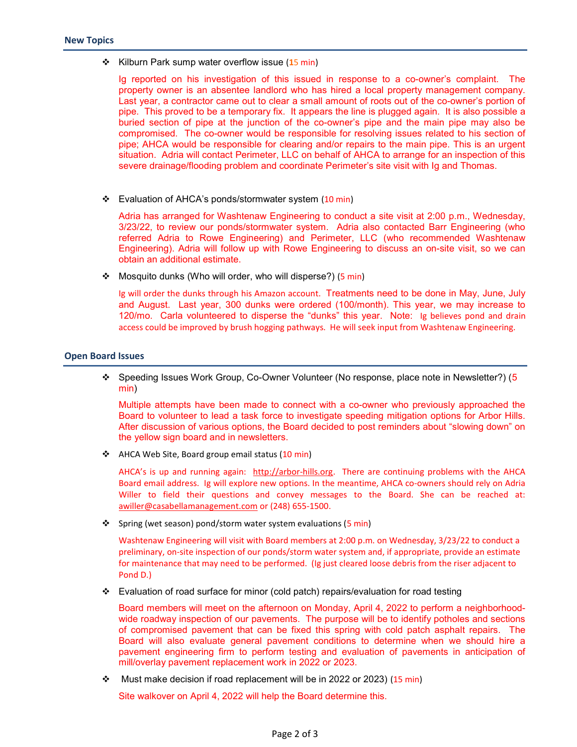## New Topics

- Kilburn Park sump water overflow issue (15 min)

  Ig reported on his investigation of this issued in response to a co-owner's complaint. The property owner is an absentee landlord who has hired a local property management company. Last year, a contractor came out to clear a small amount of roots out of the co-owner's portion of pipe. This proved to be a temporary fix. It appears the line is plugged again. It is also possible a buried section of pipe at the junction of the co-owner's pipe and the main pipe may also be compromised. The co-owner would be responsible for resolving issues related to his section of pipe; AHCA would be responsible for clearing and/or repairs to the main pipe. This is an urgent situation. Adria will contact Perimeter, LLC on behalf of AHCA to arrange for an inspection of this severe drainage/flooding problem and coordinate Perimeter's site visit with Ig and Thomas.

- Evaluation of AHCA's ponds/stormwater system (10 min)

  Adria has arranged for Washtenaw Engineering to conduct a site visit at 2:00 p.m., Wednesday, 3/23/22, to review our ponds/stormwater system. Adria also contacted Barr Engineering (who referred Adria to Rowe Engineering) and Perimeter, LLC (who recommended Washtenaw Engineering). Adria will follow up with Rowe Engineering to discuss an on-site visit, so we can obtain an additional estimate.

- Mosquito dunks (Who will order, who will disperse?) (5 min)

  Ig will order the dunks through his Amazon account. Treatments need to be done in May, June, July and August. Last year, 300 dunks were ordered (100/month). This year, we may increase to 120/mo. Carla volunteered to disperse the "dunks" this year. Note: Ig believes pond and drain access could be improved by brush hogging pathways. He will seek input from Washtenaw Engineering.

## Open Board Issues

- Speeding Issues Work Group, Co-Owner Volunteer (No response, place note in Newsletter?) (5 min)

  Multiple attempts have been made to connect with a co-owner who previously approached the Board to volunteer to lead a task force to investigate speeding mitigation options for Arbor Hills. After discussion of various options, the Board decided to post reminders about "slowing down" on the yellow sign board and in newsletters.

- AHCA Web Site, Board group email status (10 min)

  AHCA's is up and running again: http://arbor-hills.org. There are continuing problems with the AHCA Board email address. Ig will explore new options. In the meantime, AHCA co-owners should rely on Adria Willer to field their questions and convey messages to the Board. She can be reached at: awiller@casabellamanagement.com or (248) 655-1500.

- Spring (wet season) pond/storm water system evaluations (5 min)

  Washtenaw Engineering will visit with Board members at 2:00 p.m. on Wednesday, 3/23/22 to conduct a preliminary, on-site inspection of our ponds/storm water system and, if appropriate, provide an estimate for maintenance that may need to be performed. (Ig just cleared loose debris from the riser adjacent to Pond D.)

- Evaluation of road surface for minor (cold patch) repairs/evaluation for road testing

  Board members will meet on the afternoon on Monday, April 4, 2022 to perform a neighborhood-wide roadway inspection of our pavements. The purpose will be to identify potholes and sections of compromised pavement that can be fixed this spring with cold patch asphalt repairs. The Board will also evaluate general pavement conditions to determine when we should hire a pavement engineering firm to perform testing and evaluation of pavements in anticipation of mill/overlay pavement replacement work in 2022 or 2023.

- Must make decision if road replacement will be in 2022 or 2023) (15 min)

  Site walkover on April 4, 2022 will help the Board determine this.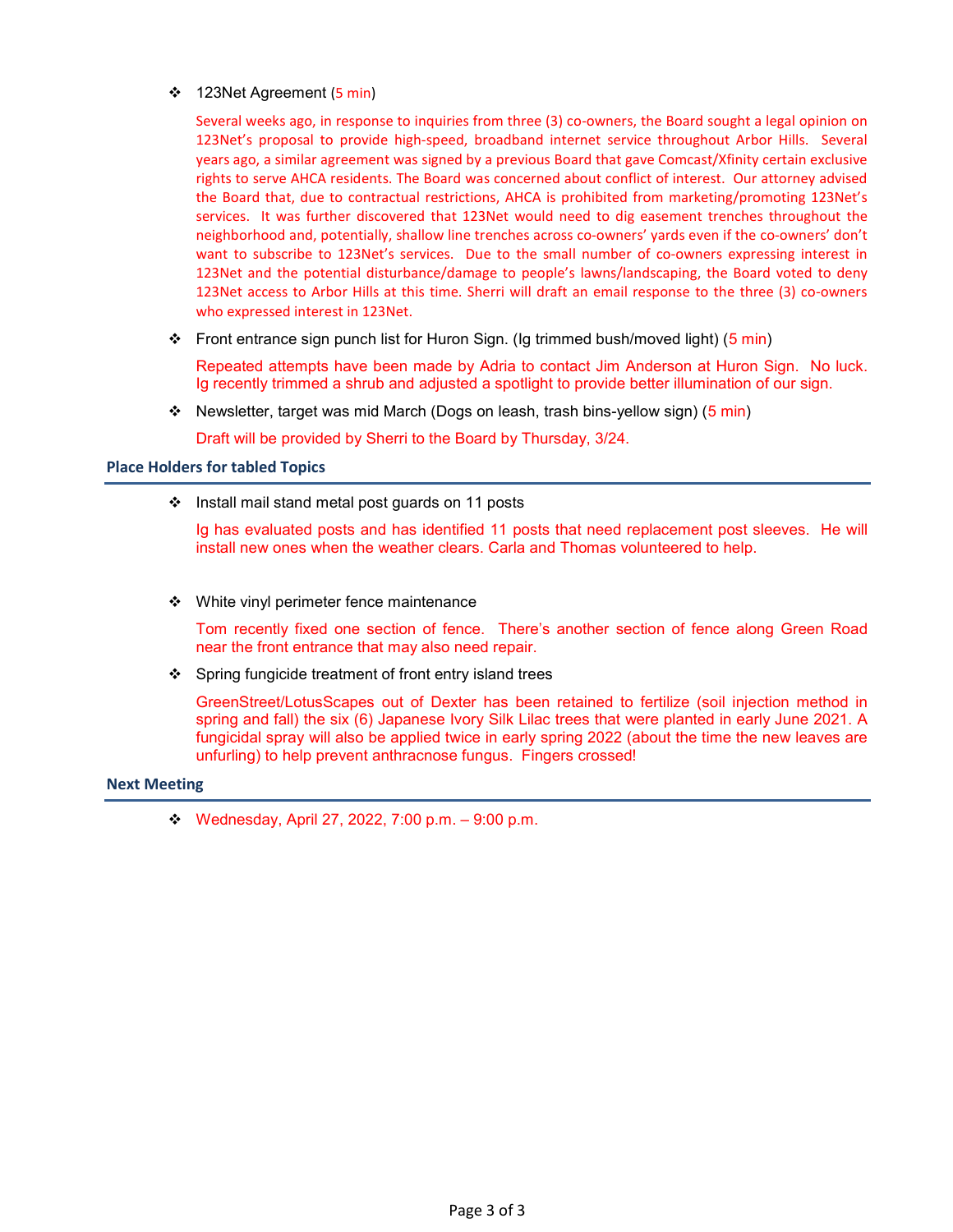- 123Net Agreement (5 min)

  Several weeks ago, in response to inquiries from three (3) co-owners, the Board sought a legal opinion on 123Net's proposal to provide high-speed, broadband internet service throughout Arbor Hills. Several years ago, a similar agreement was signed by a previous Board that gave Comcast/Xfinity certain exclusive rights to serve AHCA residents. The Board was concerned about conflict of interest. Our attorney advised the Board that, due to contractual restrictions, AHCA is prohibited from marketing/promoting 123Net's services. It was further discovered that 123Net would need to dig easement trenches throughout the neighborhood and, potentially, shallow line trenches across co-owners' yards even if the co-owners' don't want to subscribe to 123Net's services. Due to the small number of co-owners expressing interest in 123Net and the potential disturbance/damage to people's lawns/landscaping, the Board voted to deny 123Net access to Arbor Hills at this time. Sherri will draft an email response to the three (3) co-owners who expressed interest in 123Net.

- Front entrance sign punch list for Huron Sign. (Ig trimmed bush/moved light) (5 min)

  Repeated attempts have been made by Adria to contact Jim Anderson at Huron Sign. No luck. Ig recently trimmed a shrub and adjusted a spotlight to provide better illumination of our sign.

- Newsletter, target was mid March (Dogs on leash, trash bins-yellow sign) (5 min)

  Draft will be provided by Sherri to the Board by Thursday, 3/24.

## Place Holders for tabled Topics

- Install mail stand metal post guards on 11 posts

  Ig has evaluated posts and has identified 11 posts that need replacement post sleeves. He will install new ones when the weather clears. Carla and Thomas volunteered to help.

- White vinyl perimeter fence maintenance

  Tom recently fixed one section of fence. There's another section of fence along Green Road near the front entrance that may also need repair.

- Spring fungicide treatment of front entry island trees

  GreenStreet/LotusScapes out of Dexter has been retained to fertilize (soil injection method in spring and fall) the six (6) Japanese Ivory Silk Lilac trees that were planted in early June 2021. A fungicidal spray will also be applied twice in early spring 2022 (about the time the new leaves are unfurling) to help prevent anthracnose fungus. Fingers crossed!

## Next Meeting

- Wednesday, April 27, 2022, 7:00 p.m. – 9:00 p.m.